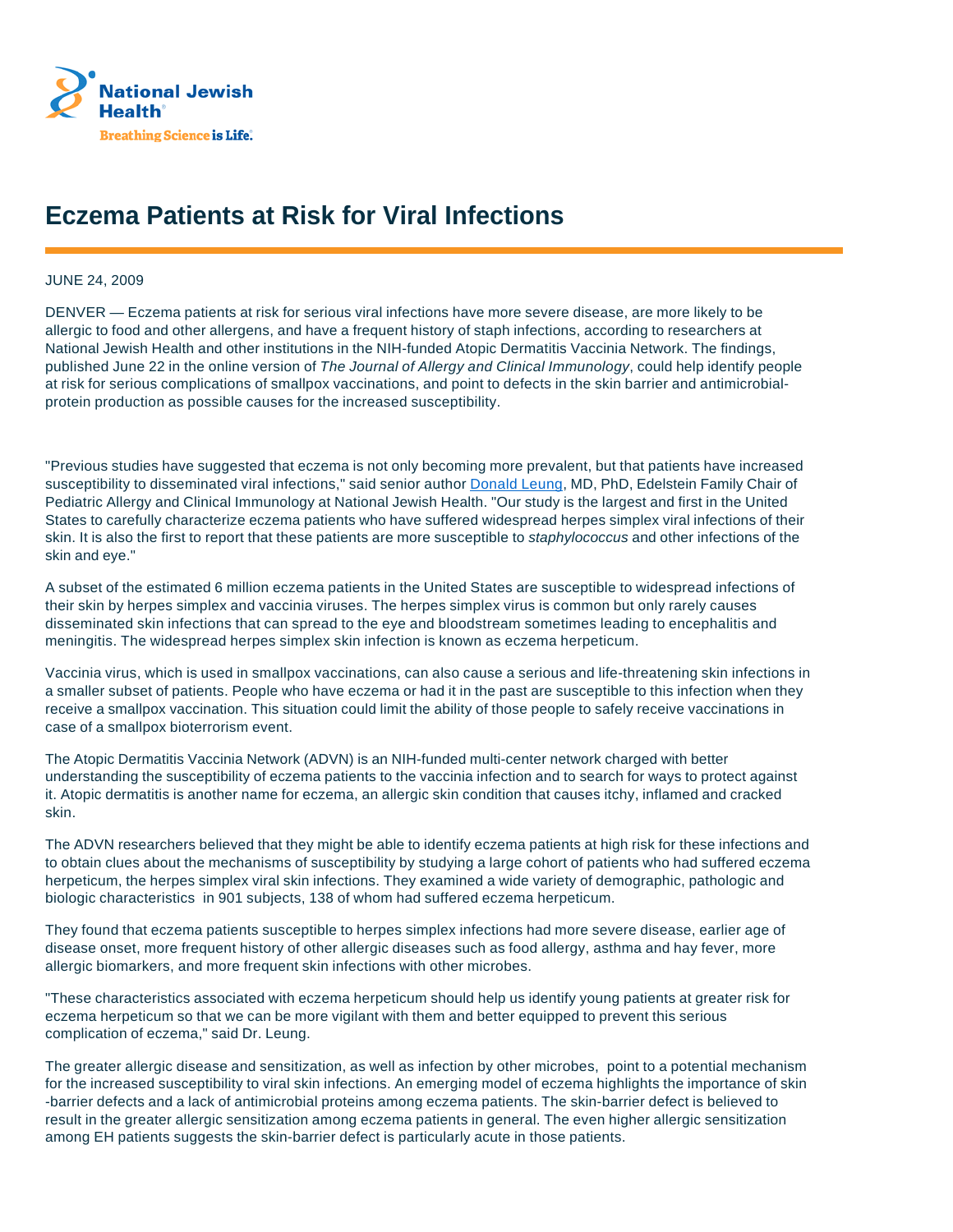National Jewish Health

Breathing Science is Life.

# Eczema Patients at Risk for Viral Infections

JUNE 24, 2009

DENVER — Eczema patients at risk for serious viral infections have more severe disease, are more likely to be allergic to food and other allergens, and have a frequent history of staph infections, according to researchers at National Jewish Health and other institutions in the NIH-funded Atopic Dermatitis Vaccinia Network. The findings, published June 22 in the online version of *The Journal of Allergy and Clinical Immunology*, could help identify people at risk for serious complications of smallpox vaccinations, and point to defects in the skin barrier and antimicrobial-protein production as possible causes for the increased susceptibility.

"Previous studies have suggested that eczema is not only becoming more prevalent, but that patients have increased susceptibility to disseminated viral infections," said senior author Donald Leung, MD, PhD, Edelstein Family Chair of Pediatric Allergy and Clinical Immunology at National Jewish Health. "Our study is the largest and first in the United States to carefully characterize eczema patients who have suffered widespread herpes simplex viral infections of their skin. It is also the first to report that these patients are more susceptible to *staphylococcus* and other infections of the skin and eye."

A subset of the estimated 6 million eczema patients in the United States are susceptible to widespread infections of their skin by herpes simplex and vaccinia viruses. The herpes simplex virus is common but only rarely causes disseminated skin infections that can spread to the eye and bloodstream sometimes leading to encephalitis and meningitis. The widespread herpes simplex skin infection is known as eczema herpeticum.

Vaccinia virus, which is used in smallpox vaccinations, can also cause a serious and life-threatening skin infections in a smaller subset of patients. People who have eczema or had it in the past are susceptible to this infection when they receive a smallpox vaccination. This situation could limit the ability of those people to safely receive vaccinations in case of a smallpox bioterrorism event.

The Atopic Dermatitis Vaccinia Network (ADVN) is an NIH-funded multi-center network charged with better understanding the susceptibility of eczema patients to the vaccinia infection and to search for ways to protect against it. Atopic dermatitis is another name for eczema, an allergic skin condition that causes itchy, inflamed and cracked skin.

The ADVN researchers believed that they might be able to identify eczema patients at high risk for these infections and to obtain clues about the mechanisms of susceptibility by studying a large cohort of patients who had suffered eczema herpeticum, the herpes simplex viral skin infections. They examined a wide variety of demographic, pathologic and biologic characteristics in 901 subjects, 138 of whom had suffered eczema herpeticum.

They found that eczema patients susceptible to herpes simplex infections had more severe disease, earlier age of disease onset, more frequent history of other allergic diseases such as food allergy, asthma and hay fever, more allergic biomarkers, and more frequent skin infections with other microbes.

"These characteristics associated with eczema herpeticum should help us identify young patients at greater risk for eczema herpeticum so that we can be more vigilant with them and better equipped to prevent this serious complication of eczema," said Dr. Leung.

The greater allergic disease and sensitization, as well as infection by other microbes, point to a potential mechanism for the increased susceptibility to viral skin infections. An emerging model of eczema highlights the importance of skin-barrier defects and a lack of antimicrobial proteins among eczema patients. The skin-barrier defect is believed to result in the greater allergic sensitization among eczema patients in general. The even higher allergic sensitization among EH patients suggests the skin-barrier defect is particularly acute in those patients.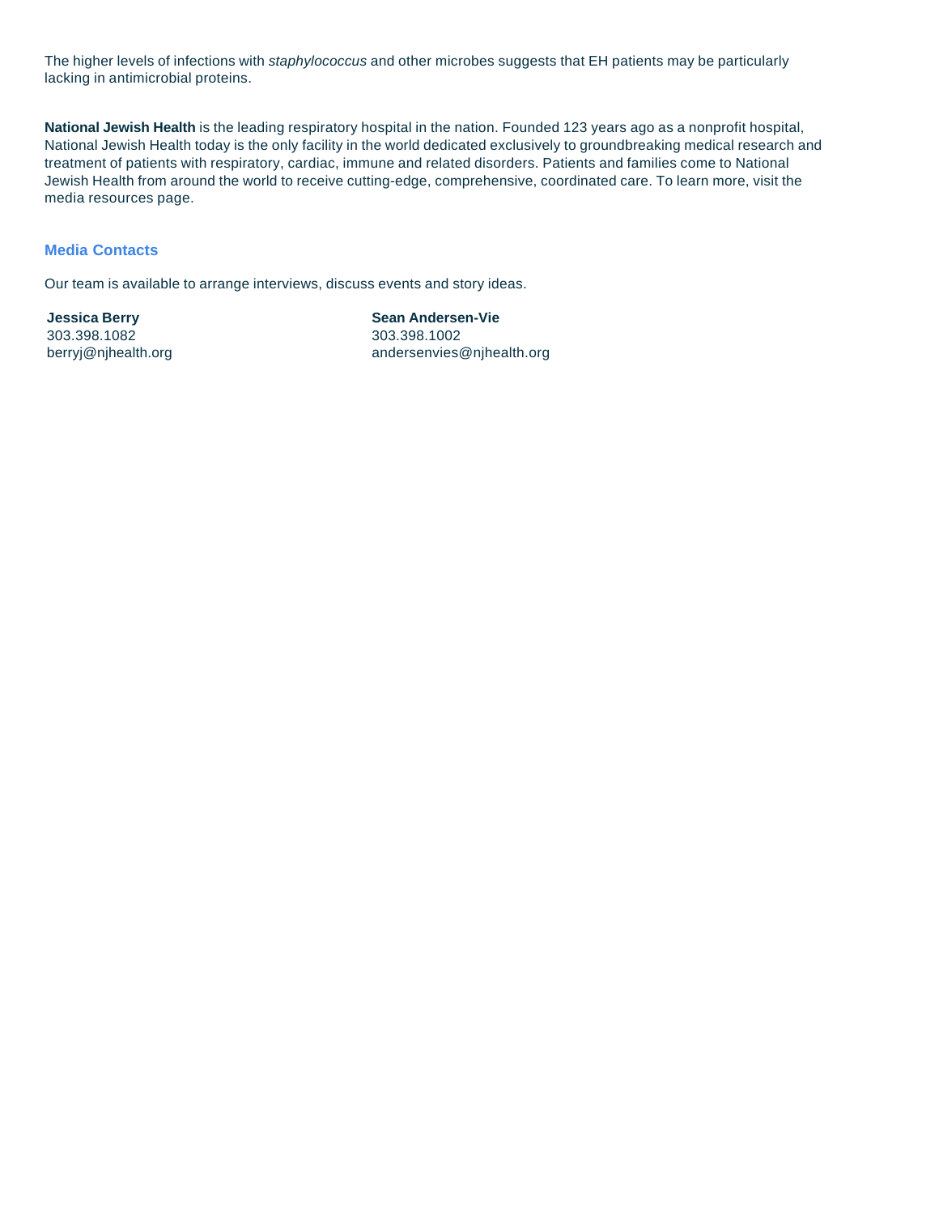The higher levels of infections with *staphylococcus* and other microbes suggests that EH patients may be particularly lacking in antimicrobial proteins.

**National Jewish Health** is the leading respiratory hospital in the nation. Founded 123 years ago as a nonprofit hospital, National Jewish Health today is the only facility in the world dedicated exclusively to groundbreaking medical research and treatment of patients with respiratory, cardiac, immune and related disorders. Patients and families come to National Jewish Health from around the world to receive cutting-edge, comprehensive, coordinated care. To learn more, visit the media resources page.

## Media Contacts

Our team is available to arrange interviews, discuss events and story ideas.

**Jessica Berry**
303.398.1082
berryj@njhealth.org

**Sean Andersen-Vie**
303.398.1002
andersenvies@njhealth.org